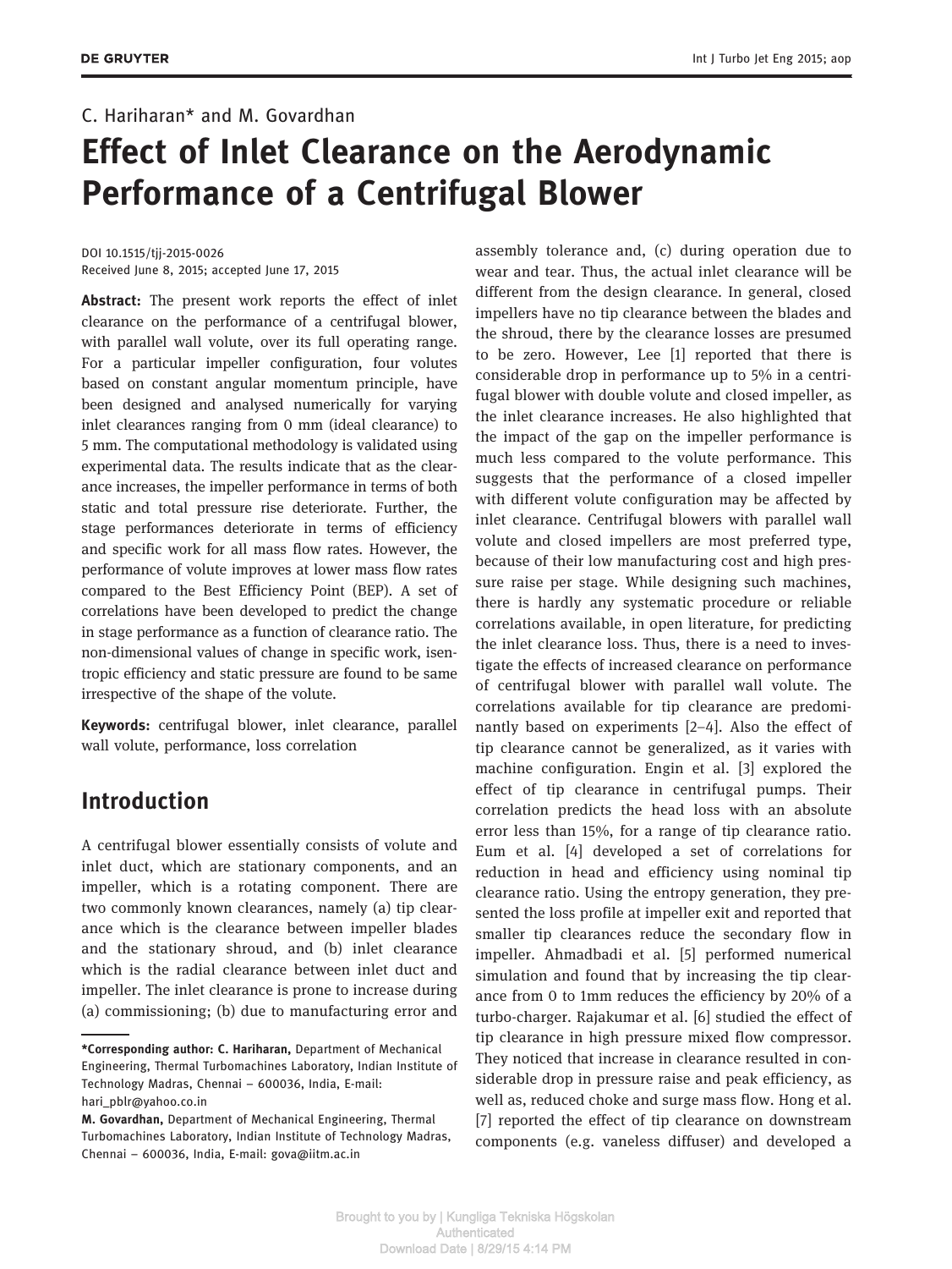C. Hariharan* and M. Govardhan

# Effect of Inlet Clearance on the Aerodynamic Performance of a Centrifugal Blower

DOI 10.1515/tjj-2015-0026
Received June 8, 2015; accepted June 17, 2015

**Abstract:** The present work reports the effect of inlet clearance on the performance of a centrifugal blower, with parallel wall volute, over its full operating range. For a particular impeller configuration, four volutes based on constant angular momentum principle, have been designed and analysed numerically for varying inlet clearances ranging from 0 mm (ideal clearance) to 5 mm. The computational methodology is validated using experimental data. The results indicate that as the clearance increases, the impeller performance in terms of both static and total pressure rise deteriorate. Further, the stage performances deteriorate in terms of efficiency and specific work for all mass flow rates. However, the performance of volute improves at lower mass flow rates compared to the Best Efficiency Point (BEP). A set of correlations have been developed to predict the change in stage performance as a function of clearance ratio. The non-dimensional values of change in specific work, isentropic efficiency and static pressure are found to be same irrespective of the shape of the volute.

**Keywords:** centrifugal blower, inlet clearance, parallel wall volute, performance, loss correlation

## Introduction

A centrifugal blower essentially consists of volute and inlet duct, which are stationary components, and an impeller, which is a rotating component. There are two commonly known clearances, namely (a) tip clearance which is the clearance between impeller blades and the stationary shroud, and (b) inlet clearance which is the radial clearance between inlet duct and impeller. The inlet clearance is prone to increase during (a) commissioning; (b) due to manufacturing error and assembly tolerance and, (c) during operation due to wear and tear. Thus, the actual inlet clearance will be different from the design clearance. In general, closed impellers have no tip clearance between the blades and the shroud, there by the clearance losses are presumed to be zero. However, Lee [1] reported that there is considerable drop in performance up to 5% in a centrifugal blower with double volute and closed impeller, as the inlet clearance increases. He also highlighted that the impact of the gap on the impeller performance is much less compared to the volute performance. This suggests that the performance of a closed impeller with different volute configuration may be affected by inlet clearance. Centrifugal blowers with parallel wall volute and closed impellers are most preferred type, because of their low manufacturing cost and high pressure raise per stage. While designing such machines, there is hardly any systematic procedure or reliable correlations available, in open literature, for predicting the inlet clearance loss. Thus, there is a need to investigate the effects of increased clearance on performance of centrifugal blower with parallel wall volute. The correlations available for tip clearance are predominantly based on experiments [2–4]. Also the effect of tip clearance cannot be generalized, as it varies with machine configuration. Engin et al. [3] explored the effect of tip clearance in centrifugal pumps. Their correlation predicts the head loss with an absolute error less than 15%, for a range of tip clearance ratio. Eum et al. [4] developed a set of correlations for reduction in head and efficiency using nominal tip clearance ratio. Using the entropy generation, they presented the loss profile at impeller exit and reported that smaller tip clearances reduce the secondary flow in impeller. Ahmadbadi et al. [5] performed numerical simulation and found that by increasing the tip clearance from 0 to 1mm reduces the efficiency by 20% of a turbo-charger. Rajakumar et al. [6] studied the effect of tip clearance in high pressure mixed flow compressor. They noticed that increase in clearance resulted in considerable drop in pressure raise and peak efficiency, as well as, reduced choke and surge mass flow. Hong et al. [7] reported the effect of tip clearance on downstream components (e.g. vaneless diffuser) and developed a

---

***Corresponding author: C. Hariharan,** Department of Mechanical Engineering, Thermal Turbomachines Laboratory, Indian Institute of Technology Madras, Chennai – 600036, India, E-mail: hari_pblr@yahoo.co.in
**M. Govardhan,** Department of Mechanical Engineering, Thermal Turbomachines Laboratory, Indian Institute of Technology Madras, Chennai – 600036, India, E-mail: gova@iitm.ac.in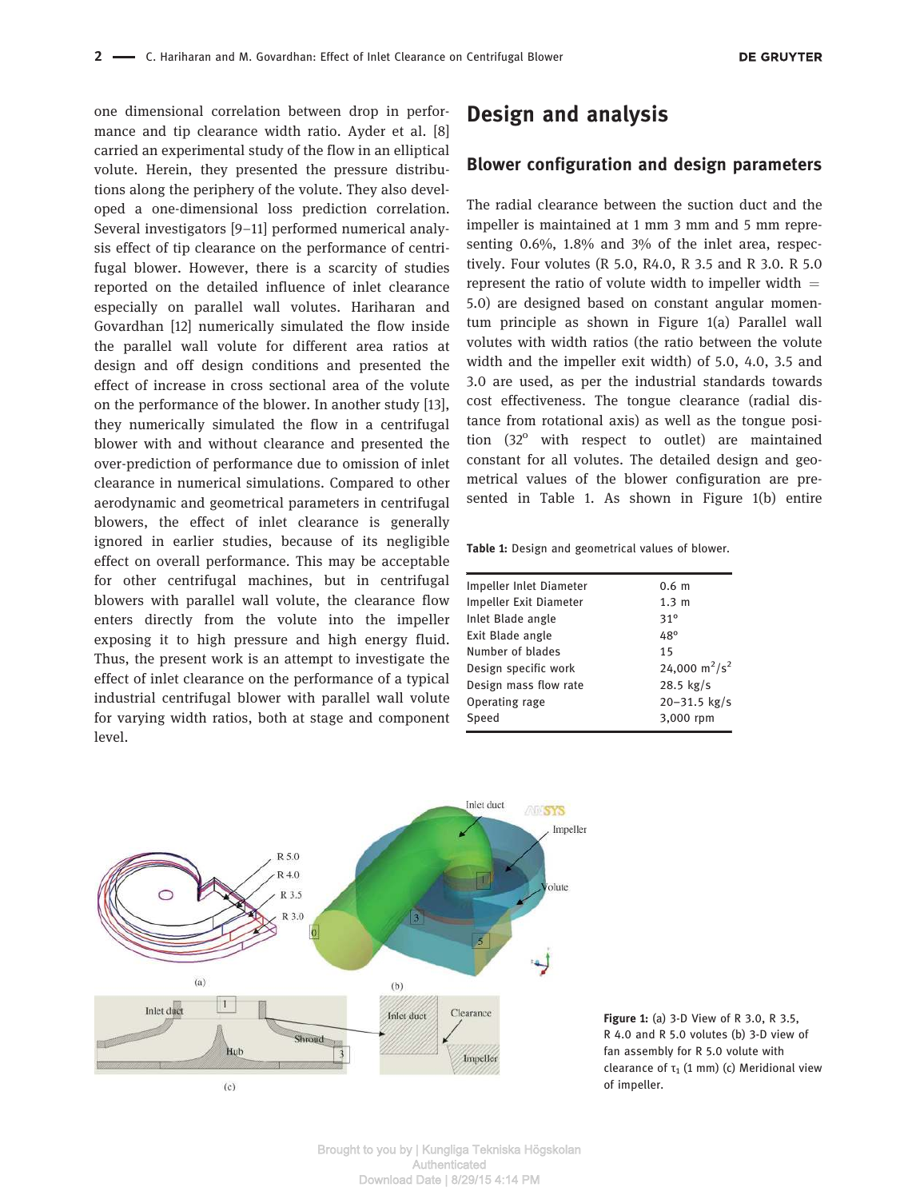one dimensional correlation between drop in performance and tip clearance width ratio. Ayder et al. [8] carried an experimental study of the flow in an elliptical volute. Herein, they presented the pressure distributions along the periphery of the volute. They also developed a one-dimensional loss prediction correlation. Several investigators [9–11] performed numerical analysis effect of tip clearance on the performance of centrifugal blower. However, there is a scarcity of studies reported on the detailed influence of inlet clearance especially on parallel wall volutes. Hariharan and Govardhan [12] numerically simulated the flow inside the parallel wall volute for different area ratios at design and off design conditions and presented the effect of increase in cross sectional area of the volute on the performance of the blower. In another study [13], they numerically simulated the flow in a centrifugal blower with and without clearance and presented the over-prediction of performance due to omission of inlet clearance in numerical simulations. Compared to other aerodynamic and geometrical parameters in centrifugal blowers, the effect of inlet clearance is generally ignored in earlier studies, because of its negligible effect on overall performance. This may be acceptable for other centrifugal machines, but in centrifugal blowers with parallel wall volute, the clearance flow enters directly from the volute into the impeller exposing it to high pressure and high energy fluid. Thus, the present work is an attempt to investigate the effect of inlet clearance on the performance of a typical industrial centrifugal blower with parallel wall volute for varying width ratios, both at stage and component level.

# Design and analysis

## Blower configuration and design parameters

The radial clearance between the suction duct and the impeller is maintained at 1 mm 3 mm and 5 mm representing 0.6%, 1.8% and 3% of the inlet area, respectively. Four volutes (R 5.0, R4.0, R 3.5 and R 3.0. R 5.0 represent the ratio of volute width to impeller width = 5.0) are designed based on constant angular momentum principle as shown in Figure 1(a) Parallel wall volutes with width ratios (the ratio between the volute width and the impeller exit width) of 5.0, 4.0, 3.5 and 3.0 are used, as per the industrial standards towards cost effectiveness. The tongue clearance (radial distance from rotational axis) as well as the tongue position (32° with respect to outlet) are maintained constant for all volutes. The detailed design and geometrical values of the blower configuration are presented in Table 1. As shown in Figure 1(b) entire

**Table 1:** Design and geometrical values of blower.

| | |
|---|---|
| Impeller Inlet Diameter | 0.6 m |
| Impeller Exit Diameter | 1.3 m |
| Inlet Blade angle | 31° |
| Exit Blade angle | 48° |
| Number of blades | 15 |
| Design specific work | 24,000 $m^2/s^2$ |
| Design mass flow rate | 28.5 kg/s |
| Operating rage | 20–31.5 kg/s |
| Speed | 3,000 rpm |

**Figure 1:** (a) 3-D View of R 3.0, R 3.5, R 4.0 and R 5.0 volutes (b) 3-D view of fan assembly for R 5.0 volute with clearance of $\tau_1$ (1 mm) (c) Meridional view of impeller.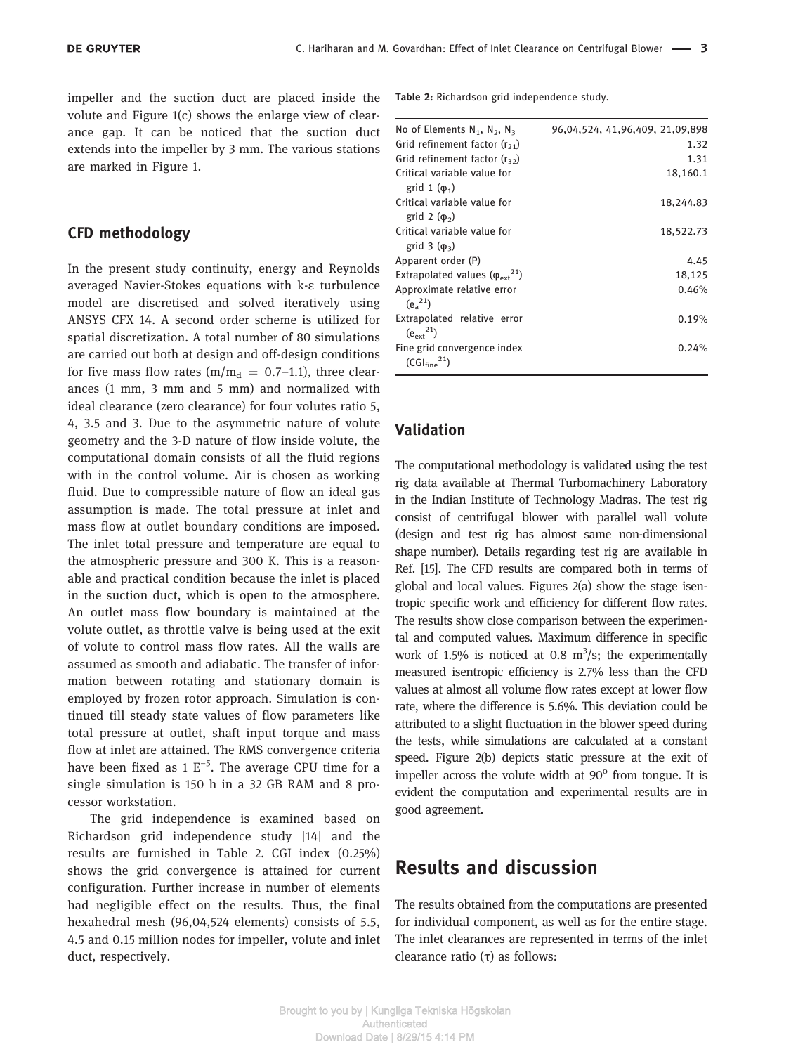impeller and the suction duct are placed inside the volute and Figure 1(c) shows the enlarge view of clearance gap. It can be noticed that the suction duct extends into the impeller by 3 mm. The various stations are marked in Figure 1.

## CFD methodology

In the present study continuity, energy and Reynolds averaged Navier-Stokes equations with k-ε turbulence model are discretised and solved iteratively using ANSYS CFX 14. A second order scheme is utilized for spatial discretization. A total number of 80 simulations are carried out both at design and off-design conditions for five mass flow rates ($m/m_d = 0.7–1.1$), three clearances (1 mm, 3 mm and 5 mm) and normalized with ideal clearance (zero clearance) for four volutes ratio 5, 4, 3.5 and 3. Due to the asymmetric nature of volute geometry and the 3-D nature of flow inside volute, the computational domain consists of all the fluid regions with in the control volume. Air is chosen as working fluid. Due to compressible nature of flow an ideal gas assumption is made. The total pressure at inlet and mass flow at outlet boundary conditions are imposed. The inlet total pressure and temperature are equal to the atmospheric pressure and 300 K. This is a reasonable and practical condition because the inlet is placed in the suction duct, which is open to the atmosphere. An outlet mass flow boundary is maintained at the volute outlet, as throttle valve is being used at the exit of volute to control mass flow rates. All the walls are assumed as smooth and adiabatic. The transfer of information between rotating and stationary domain is employed by frozen rotor approach. Simulation is continued till steady state values of flow parameters like total pressure at outlet, shaft input torque and mass flow at inlet are attained. The RMS convergence criteria have been fixed as $1\ E^{-5}$. The average CPU time for a single simulation is 150 h in a 32 GB RAM and 8 processor workstation.

The grid independence is examined based on Richardson grid independence study [14] and the results are furnished in Table 2. CGI index (0.25%) shows the grid convergence is attained for current configuration. Further increase in number of elements had negligible effect on the results. Thus, the final hexahedral mesh (96,04,524 elements) consists of 5.5, 4.5 and 0.15 million nodes for impeller, volute and inlet duct, respectively.

**Table 2:** Richardson grid independence study.

| | |
|---|---|
| No of Elements $N_1$, $N_2$, $N_3$ | 96,04,524, 41,96,409, 21,09,898 |
| Grid refinement factor ($r_{21}$) | 1.32 |
| Grid refinement factor ($r_{32}$) | 1.31 |
| Critical variable value for grid 1 ($\varphi_1$) | 18,160.1 |
| Critical variable value for grid 2 ($\varphi_2$) | 18,244.83 |
| Critical variable value for grid 3 ($\varphi_3$) | 18,522.73 |
| Apparent order (P) | 4.45 |
| Extrapolated values ($\varphi_{ext}^{21}$) | 18,125 |
| Approximate relative error ($e_a^{21}$) | 0.46% |
| Extrapolated relative error ($e_{ext}^{21}$) | 0.19% |
| Fine grid convergence index ($CGI_{fine}^{21}$) | 0.24% |

## Validation

The computational methodology is validated using the test rig data available at Thermal Turbomachinery Laboratory in the Indian Institute of Technology Madras. The test rig consist of centrifugal blower with parallel wall volute (design and test rig has almost same non-dimensional shape number). Details regarding test rig are available in Ref. [15]. The CFD results are compared both in terms of global and local values. Figures 2(a) show the stage isentropic specific work and efficiency for different flow rates. The results show close comparison between the experimental and computed values. Maximum difference in specific work of 1.5% is noticed at 0.8 $m^3/s$; the experimentally measured isentropic efficiency is 2.7% less than the CFD values at almost all volume flow rates except at lower flow rate, where the difference is 5.6%. This deviation could be attributed to a slight fluctuation in the blower speed during the tests, while simulations are calculated at a constant speed. Figure 2(b) depicts static pressure at the exit of impeller across the volute width at 90° from tongue. It is evident the computation and experimental results are in good agreement.

# Results and discussion

The results obtained from the computations are presented for individual component, as well as for the entire stage. The inlet clearances are represented in terms of the inlet clearance ratio (τ) as follows: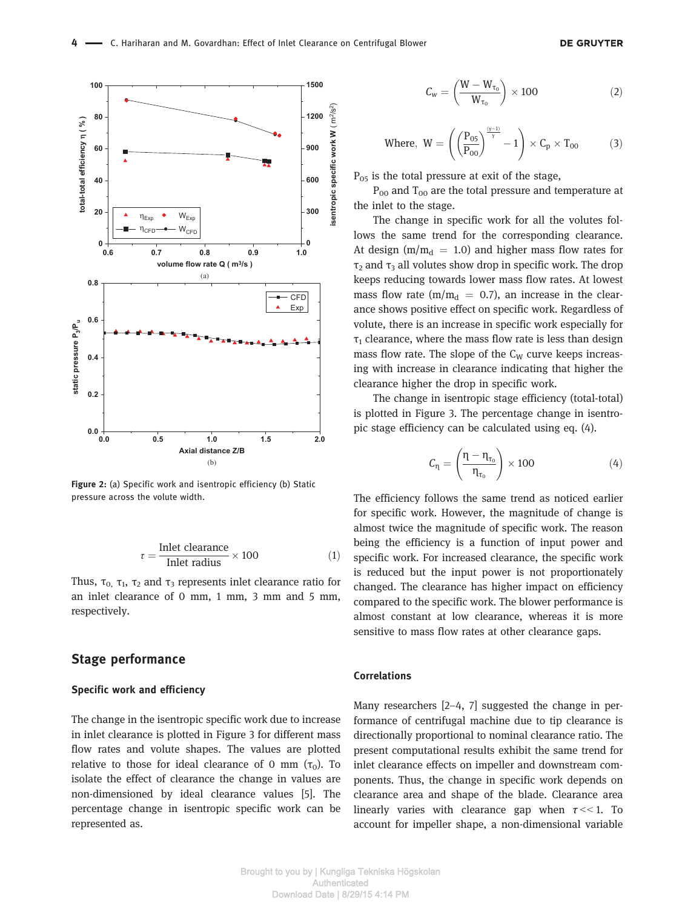Figure 2: (a) Specific work and isentropic efficiency (b) Static pressure across the volute width.

$$\tau = \frac{\text{Inlet clearance}}{\text{Inlet radius}} \times 100 \tag{1}$$

Thus, $\tau_0$, $\tau_1$, $\tau_2$ and $\tau_3$ represents inlet clearance ratio for an inlet clearance of 0 mm, 1 mm, 3 mm and 5 mm, respectively.

## Stage performance

### Specific work and efficiency

The change in the isentropic specific work due to increase in inlet clearance is plotted in Figure 3 for different mass flow rates and volute shapes. The values are plotted relative to those for ideal clearance of 0 mm ($\tau_0$). To isolate the effect of clearance the change in values are non-dimensioned by ideal clearance values [5]. The percentage change in isentropic specific work can be represented as.

$$C_w = \left(\frac{W - W_{\tau_0}}{W_{\tau_0}}\right) \times 100 \tag{2}$$

$$\text{Where,}\ W = \left(\left(\frac{P_{05}}{P_{00}}\right)^{\frac{(\gamma-1)}{\gamma}} - 1\right) \times C_p \times T_{00} \tag{3}$$

$P_{05}$ is the total pressure at exit of the stage,

$P_{00}$ and $T_{00}$ are the total pressure and temperature at the inlet to the stage.

The change in specific work for all the volutes follows the same trend for the corresponding clearance. At design ($m/m_d = 1.0$) and higher mass flow rates for $\tau_2$ and $\tau_3$ all volutes show drop in specific work. The drop keeps reducing towards lower mass flow rates. At lowest mass flow rate ($m/m_d = 0.7$), an increase in the clearance shows positive effect on specific work. Regardless of volute, there is an increase in specific work especially for $\tau_1$ clearance, where the mass flow rate is less than design mass flow rate. The slope of the $C_W$ curve keeps increasing with increase in clearance indicating that higher the clearance higher the drop in specific work.

The change in isentropic stage efficiency (total-total) is plotted in Figure 3. The percentage change in isentropic stage efficiency can be calculated using eq. (4).

$$C_\eta = \left(\frac{\eta - \eta_{\tau_0}}{\eta_{\tau_0}}\right) \times 100 \tag{4}$$

The efficiency follows the same trend as noticed earlier for specific work. However, the magnitude of change is almost twice the magnitude of specific work. The reason being the efficiency is a function of input power and specific work. For increased clearance, the specific work is reduced but the input power is not proportionately changed. The clearance has higher impact on efficiency compared to the specific work. The blower performance is almost constant at low clearance, whereas it is more sensitive to mass flow rates at other clearance gaps.

### Correlations

Many researchers [2–4, 7] suggested the change in performance of centrifugal machine due to tip clearance is directionally proportional to nominal clearance ratio. The present computational results exhibit the same trend for inlet clearance effects on impeller and downstream components. Thus, the change in specific work depends on clearance area and shape of the blade. Clearance area linearly varies with clearance gap when $\tau << 1$. To account for impeller shape, a non-dimensional variable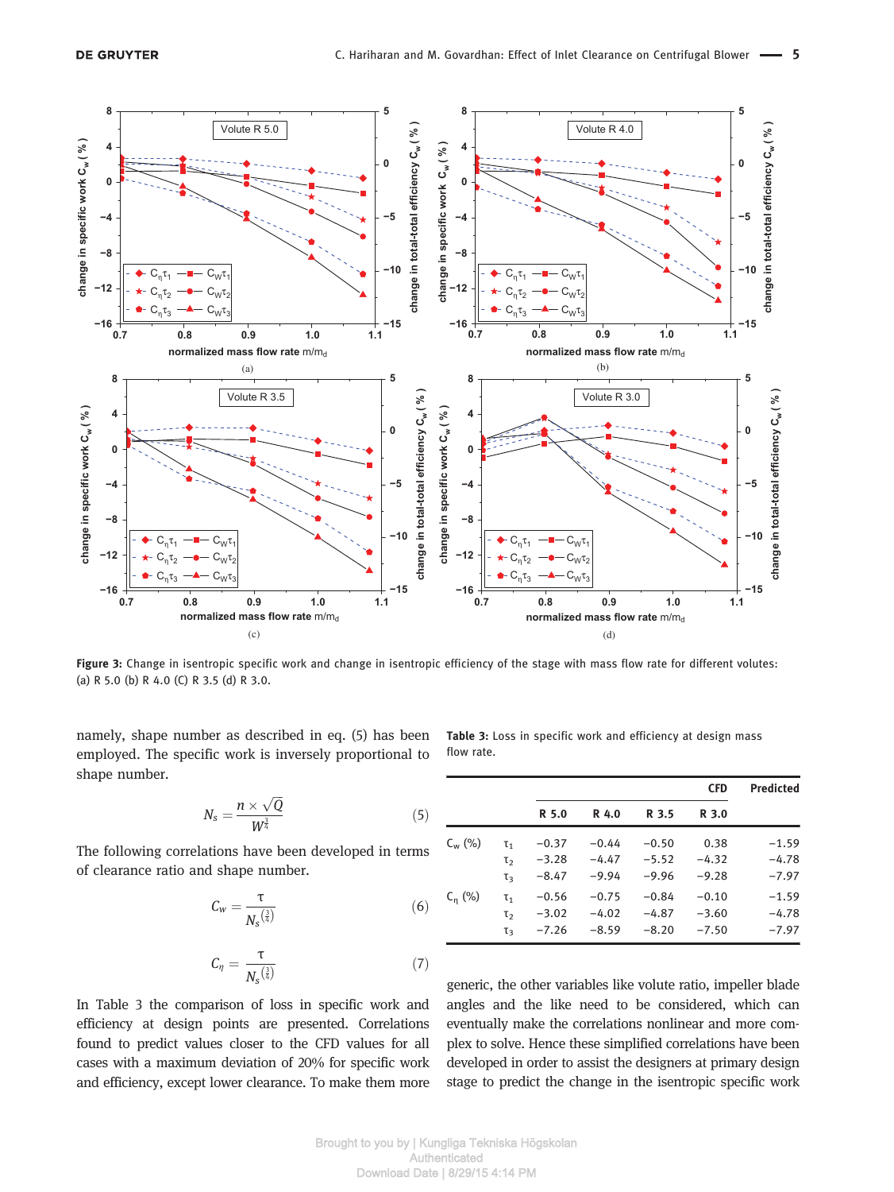**Figure 3:** Change in isentropic specific work and change in isentropic efficiency of the stage with mass flow rate for different volutes: (a) R 5.0 (b) R 4.0 (C) R 3.5 (d) R 3.0.

namely, shape number as described in eq. (5) has been employed. The specific work is inversely proportional to shape number.

$$N_s = \frac{n \times \sqrt{Q}}{W^{\frac{3}{4}}} \tag{5}$$

The following correlations have been developed in terms of clearance ratio and shape number.

$$C_w = \frac{\tau}{N_s^{\left(\frac{3}{4}\right)}} \tag{6}$$

$$C_\eta = \frac{\tau}{N_s^{\left(\frac{3}{4}\right)}} \tag{7}$$

In Table 3 the comparison of loss in specific work and efficiency at design points are presented. Correlations found to predict values closer to the CFD values for all cases with a maximum deviation of 20% for specific work and efficiency, except lower clearance. To make them more generic, the other variables like volute ratio, impeller blade angles and the like need to be considered, which can eventually make the correlations nonlinear and more complex to solve. Hence these simplified correlations have been developed in order to assist the designers at primary design stage to predict the change in the isentropic specific work

**Table 3:** Loss in specific work and efficiency at design mass flow rate.

| | | CFD | | | | Predicted |
|---|---|---|---|---|---|---|
| | | R 5.0 | R 4.0 | R 3.5 | R 3.0 | |
| $C_w$ (%) | $\tau_1$ | −0.37 | −0.44 | −0.50 | 0.38 | −1.59 |
| | $\tau_2$ | −3.28 | −4.47 | −5.52 | −4.32 | −4.78 |
| | $\tau_3$ | −8.47 | −9.94 | −9.96 | −9.28 | −7.97 |
| $C_\eta$ (%) | $\tau_1$ | −0.56 | −0.75 | −0.84 | −0.10 | −1.59 |
| | $\tau_2$ | −3.02 | −4.02 | −4.87 | −3.60 | −4.78 |
| | $\tau_3$ | −7.26 | −8.59 | −8.20 | −7.50 | −7.97 |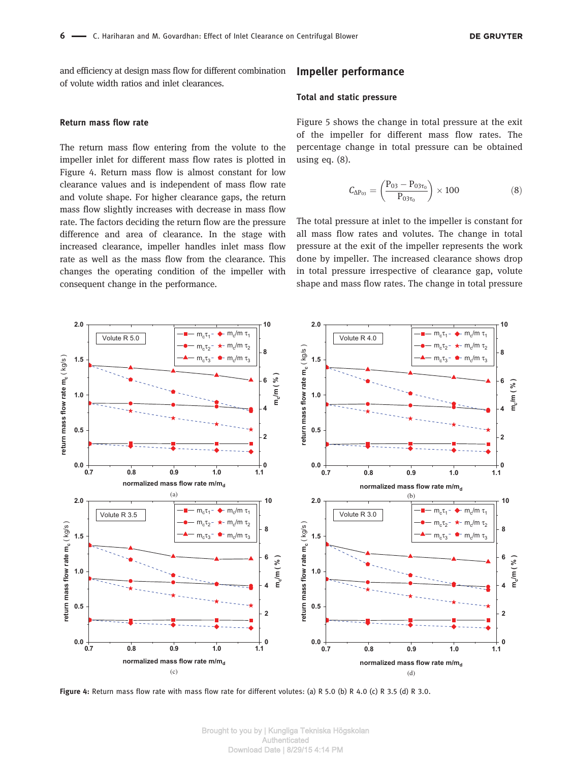and efficiency at design mass flow for different combination of volute width ratios and inlet clearances.

### Return mass flow rate

The return mass flow entering from the volute to the impeller inlet for different mass flow rates is plotted in Figure 4. Return mass flow is almost constant for low clearance values and is independent of mass flow rate and volute shape. For higher clearance gaps, the return mass flow slightly increases with decrease in mass flow rate. The factors deciding the return flow are the pressure difference and area of clearance. In the stage with increased clearance, impeller handles inlet mass flow rate as well as the mass flow from the clearance. This changes the operating condition of the impeller with consequent change in the performance.

## Impeller performance

### Total and static pressure

Figure 5 shows the change in total pressure at the exit of the impeller for different mass flow rates. The percentage change in total pressure can be obtained using eq. (8).

$$C_{\Delta P_{03}} = \left(\frac{P_{03} - P_{03\tau_0}}{P_{03\tau_0}}\right) \times 100 \tag{8}$$

The total pressure at inlet to the impeller is constant for all mass flow rates and volutes. The change in total pressure at the exit of the impeller represents the work done by impeller. The increased clearance shows drop in total pressure irrespective of clearance gap, volute shape and mass flow rates. The change in total pressure

**Figure 4:** Return mass flow rate with mass flow rate for different volutes: (a) R 5.0 (b) R 4.0 (c) R 3.5 (d) R 3.0.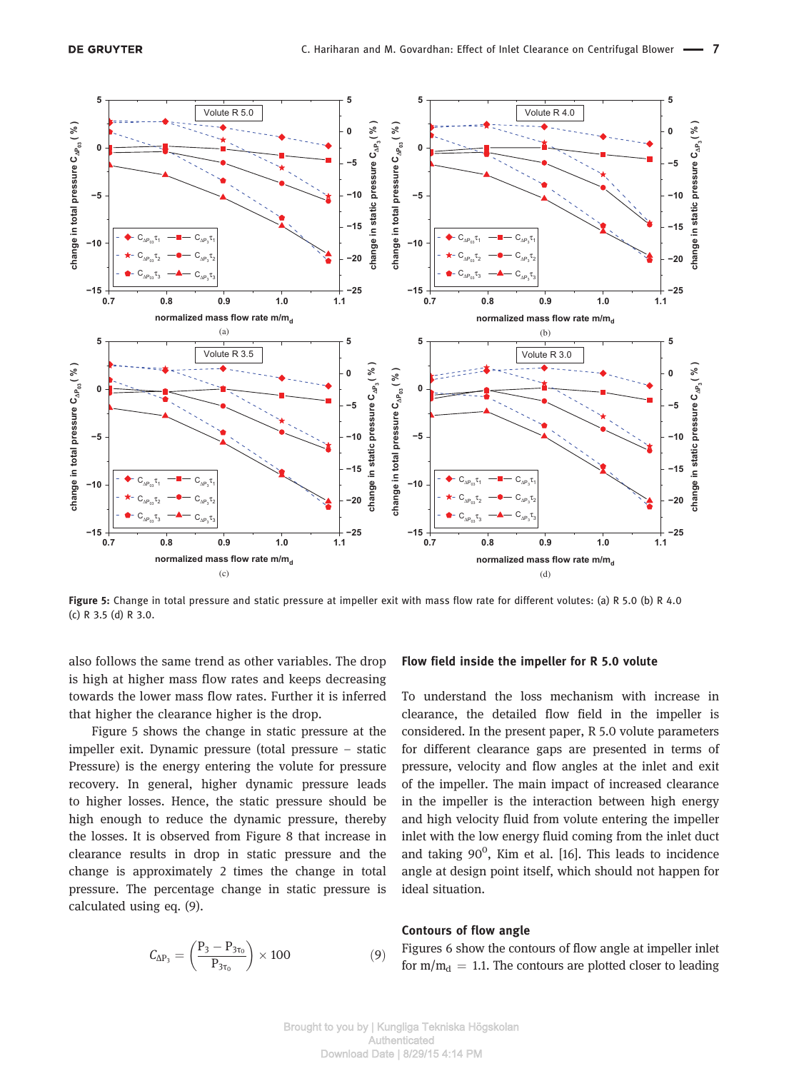Figure 5: Change in total pressure and static pressure at impeller exit with mass flow rate for different volutes: (a) R 5.0 (b) R 4.0 (c) R 3.5 (d) R 3.0.

also follows the same trend as other variables. The drop is high at higher mass flow rates and keeps decreasing towards the lower mass flow rates. Further it is inferred that higher the clearance higher is the drop.

Figure 5 shows the change in static pressure at the impeller exit. Dynamic pressure (total pressure − static Pressure) is the energy entering the volute for pressure recovery. In general, higher dynamic pressure leads to higher losses. Hence, the static pressure should be high enough to reduce the dynamic pressure, thereby the losses. It is observed from Figure 8 that increase in clearance results in drop in static pressure and the change is approximately 2 times the change in total pressure. The percentage change in static pressure is calculated using eq. (9).

$$C_{\Delta P_3} = \left( \frac{P_3 - P_{3\tau_0}}{P_{3\tau_0}} \right) \times 100 \tag{9}$$

## Flow field inside the impeller for R 5.0 volute

To understand the loss mechanism with increase in clearance, the detailed flow field in the impeller is considered. In the present paper, R 5.0 volute parameters for different clearance gaps are presented in terms of pressure, velocity and flow angles at the inlet and exit of the impeller. The main impact of increased clearance in the impeller is the interaction between high energy and high velocity fluid from volute entering the impeller inlet with the low energy fluid coming from the inlet duct and taking $90^0$, Kim et al. [16]. This leads to incidence angle at design point itself, which should not happen for ideal situation.

### Contours of flow angle

Figures 6 show the contours of flow angle at impeller inlet for $m/m_d = 1.1$. The contours are plotted closer to leading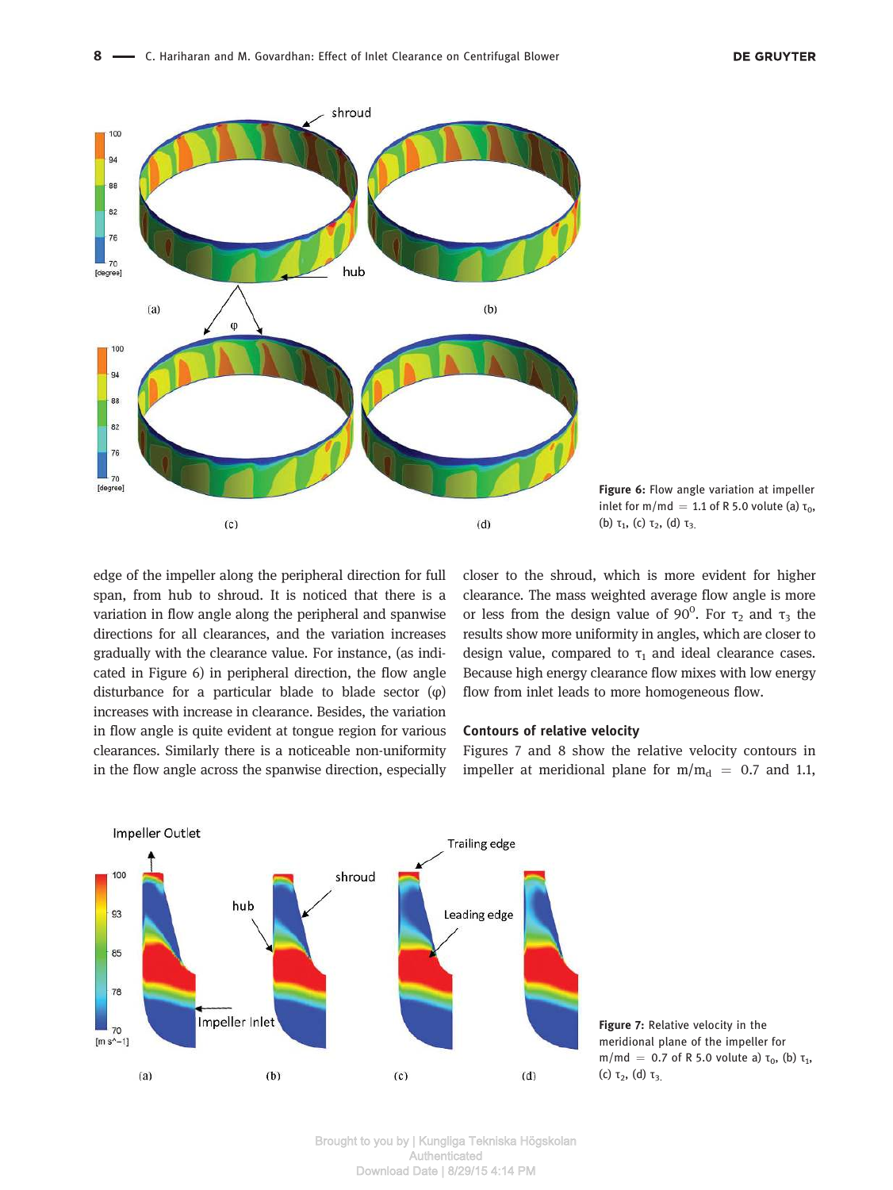Figure 6: Flow angle variation at impeller inlet for m/md = 1.1 of R 5.0 volute (a) $\tau_0$, (b) $\tau_1$, (c) $\tau_2$, (d) $\tau_3$.

edge of the impeller along the peripheral direction for full span, from hub to shroud. It is noticed that there is a variation in flow angle along the peripheral and spanwise directions for all clearances, and the variation increases gradually with the clearance value. For instance, (as indicated in Figure 6) in peripheral direction, the flow angle disturbance for a particular blade to blade sector ($\varphi$) increases with increase in clearance. Besides, the variation in flow angle is quite evident at tongue region for various clearances. Similarly there is a noticeable non-uniformity in the flow angle across the spanwise direction, especially closer to the shroud, which is more evident for higher clearance. The mass weighted average flow angle is more or less from the design value of $90^0$. For $\tau_2$ and $\tau_3$ the results show more uniformity in angles, which are closer to design value, compared to $\tau_1$ and ideal clearance cases. Because high energy clearance flow mixes with low energy flow from inlet leads to more homogeneous flow.

**Contours of relative velocity**

Figures 7 and 8 show the relative velocity contours in impeller at meridional plane for $m/m_d = 0.7$ and 1.1,

Figure 7: Relative velocity in the meridional plane of the impeller for m/md = 0.7 of R 5.0 volute a) $\tau_0$, (b) $\tau_1$, (c) $\tau_2$, (d) $\tau_3$.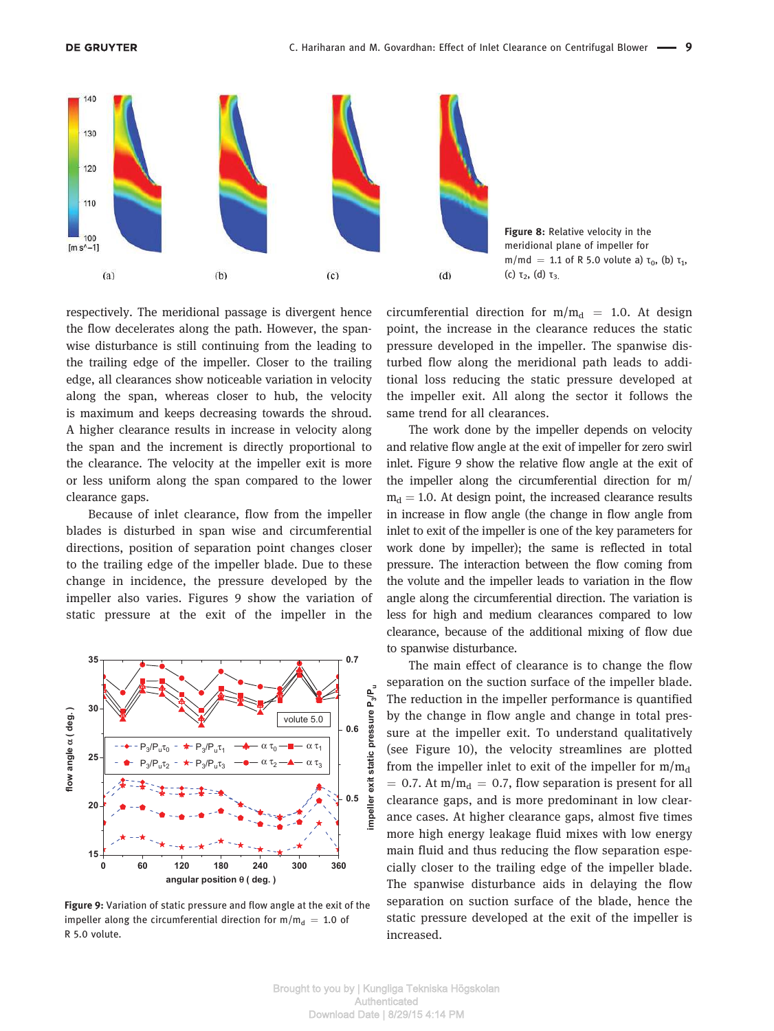Figure 8: Relative velocity in the meridional plane of impeller for m/md = 1.1 of R 5.0 volute a) $\tau_0$, (b) $\tau_1$, (c) $\tau_2$, (d) $\tau_3$.

respectively. The meridional passage is divergent hence the flow decelerates along the path. However, the spanwise disturbance is still continuing from the leading to the trailing edge of the impeller. Closer to the trailing edge, all clearances show noticeable variation in velocity along the span, whereas closer to hub, the velocity is maximum and keeps decreasing towards the shroud. A higher clearance results in increase in velocity along the span and the increment is directly proportional to the clearance. The velocity at the impeller exit is more or less uniform along the span compared to the lower clearance gaps.

Because of inlet clearance, flow from the impeller blades is disturbed in span wise and circumferential directions, position of separation point changes closer to the trailing edge of the impeller blade. Due to these change in incidence, the pressure developed by the impeller also varies. Figures 9 show the variation of static pressure at the exit of the impeller in the circumferential direction for $m/m_d = 1.0$. At design point, the increase in the clearance reduces the static pressure developed in the impeller. The spanwise disturbed flow along the meridional path leads to additional loss reducing the static pressure developed at the impeller exit. All along the sector it follows the same trend for all clearances.

Figure 9: Variation of static pressure and flow angle at the exit of the impeller along the circumferential direction for $m/m_d = 1.0$ of R 5.0 volute.

The work done by the impeller depends on velocity and relative flow angle at the exit of impeller for zero swirl inlet. Figure 9 show the relative flow angle at the exit of the impeller along the circumferential direction for $m/m_d = 1.0$. At design point, the increased clearance results in increase in flow angle (the change in flow angle from inlet to exit of the impeller is one of the key parameters for work done by impeller); the same is reflected in total pressure. The interaction between the flow coming from the volute and the impeller leads to variation in the flow angle along the circumferential direction. The variation is less for high and medium clearances compared to low clearance, because of the additional mixing of flow due to spanwise disturbance.

The main effect of clearance is to change the flow separation on the suction surface of the impeller blade. The reduction in the impeller performance is quantified by the change in flow angle and change in total pressure at the impeller exit. To understand qualitatively (see Figure 10), the velocity streamlines are plotted from the impeller inlet to exit of the impeller for $m/m_d = 0.7$. At $m/m_d = 0.7$, flow separation is present for all clearance gaps, and is more predominant in low clearance cases. At higher clearance gaps, almost five times more high energy leakage fluid mixes with low energy main fluid and thus reducing the flow separation especially closer to the trailing edge of the impeller blade. The spanwise disturbance aids in delaying the flow separation on suction surface of the blade, hence the static pressure developed at the exit of the impeller is increased.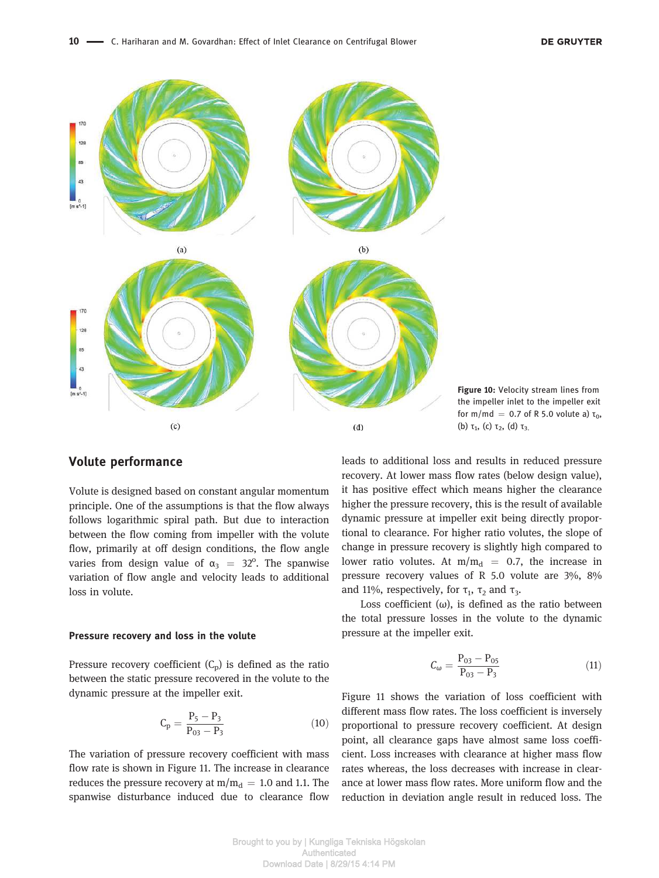Figure 10: Velocity stream lines from the impeller inlet to the impeller exit for m/md = 0.7 of R 5.0 volute a) $\tau_0$, (b) $\tau_1$, (c) $\tau_2$, (d) $\tau_3$.

## Volute performance

Volute is designed based on constant angular momentum principle. One of the assumptions is that the flow always follows logarithmic spiral path. But due to interaction between the flow coming from impeller with the volute flow, primarily at off design conditions, the flow angle varies from design value of $\alpha_3 = 32^o$. The spanwise variation of flow angle and velocity leads to additional loss in volute.

### Pressure recovery and loss in the volute

Pressure recovery coefficient ($C_p$) is defined as the ratio between the static pressure recovered in the volute to the dynamic pressure at the impeller exit.

$$C_p = \frac{P_5 - P_3}{P_{03} - P_3} \tag{10}$$

The variation of pressure recovery coefficient with mass flow rate is shown in Figure 11. The increase in clearance reduces the pressure recovery at $m/m_d = 1.0$ and 1.1. The spanwise disturbance induced due to clearance flow leads to additional loss and results in reduced pressure recovery. At lower mass flow rates (below design value), it has positive effect which means higher the clearance higher the pressure recovery, this is the result of available dynamic pressure at impeller exit being directly proportional to clearance. For higher ratio volutes, the slope of change in pressure recovery is slightly high compared to lower ratio volutes. At $m/m_d = 0.7$, the increase in pressure recovery values of R 5.0 volute are 3%, 8% and 11%, respectively, for $\tau_1$, $\tau_2$ and $\tau_3$.

Loss coefficient ($\omega$), is defined as the ratio between the total pressure losses in the volute to the dynamic pressure at the impeller exit.

$$C_\omega = \frac{P_{03} - P_{05}}{P_{03} - P_3} \tag{11}$$

Figure 11 shows the variation of loss coefficient with different mass flow rates. The loss coefficient is inversely proportional to pressure recovery coefficient. At design point, all clearance gaps have almost same loss coefficient. Loss increases with clearance at higher mass flow rates whereas, the loss decreases with increase in clearance at lower mass flow rates. More uniform flow and the reduction in deviation angle result in reduced loss. The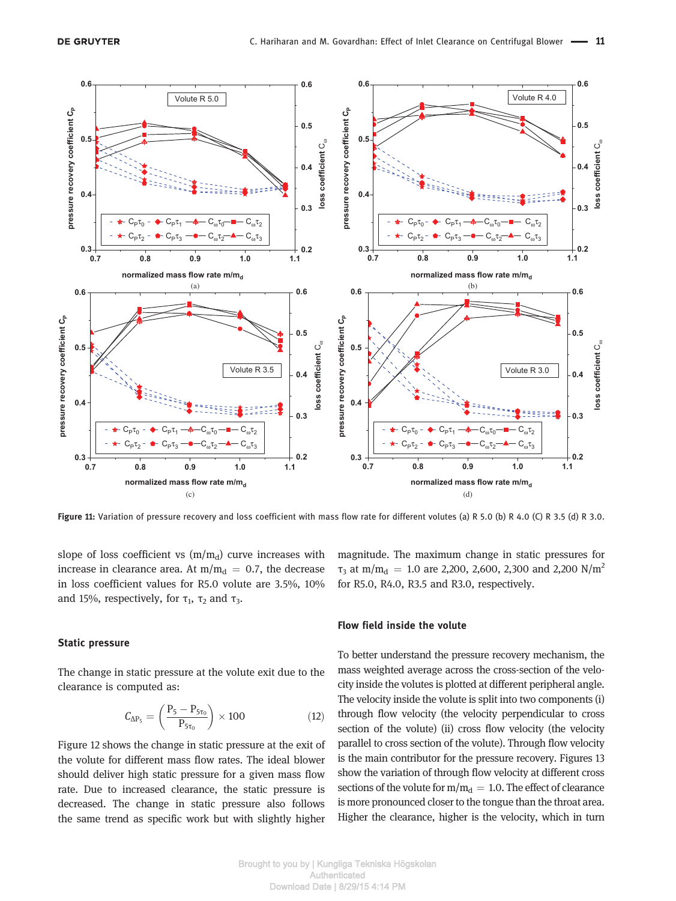**Figure 11:** Variation of pressure recovery and loss coefficient with mass flow rate for different volutes (a) R 5.0 (b) R 4.0 (C) R 3.5 (d) R 3.0.

slope of loss coefficient vs ($m/m_d$) curve increases with increase in clearance area. At $m/m_d = 0.7$, the decrease in loss coefficient values for R5.0 volute are 3.5%, 10% and 15%, respectively, for $\tau_1$, $\tau_2$ and $\tau_3$.

### Static pressure

The change in static pressure at the volute exit due to the clearance is computed as:

$$C_{\Delta P_5} = \left( \frac{P_5 - P_{5\tau_0}}{P_{5\tau_0}} \right) \times 100 \tag{12}$$

Figure 12 shows the change in static pressure at the exit of the volute for different mass flow rates. The ideal blower should deliver high static pressure for a given mass flow rate. Due to increased clearance, the static pressure is decreased. The change in static pressure also follows the same trend as specific work but with slightly higher magnitude. The maximum change in static pressures for $\tau_3$ at $m/m_d = 1.0$ are 2,200, 2,600, 2,300 and 2,200 N/m$^2$ for R5.0, R4.0, R3.5 and R3.0, respectively.

### Flow field inside the volute

To better understand the pressure recovery mechanism, the mass weighted average across the cross-section of the velocity inside the volutes is plotted at different peripheral angle. The velocity inside the volute is split into two components (i) through flow velocity (the velocity perpendicular to cross section of the volute) (ii) cross flow velocity (the velocity parallel to cross section of the volute). Through flow velocity is the main contributor for the pressure recovery. Figures 13 show the variation of through flow velocity at different cross sections of the volute for $m/m_d = 1.0$. The effect of clearance is more pronounced closer to the tongue than the throat area. Higher the clearance, higher is the velocity, which in turn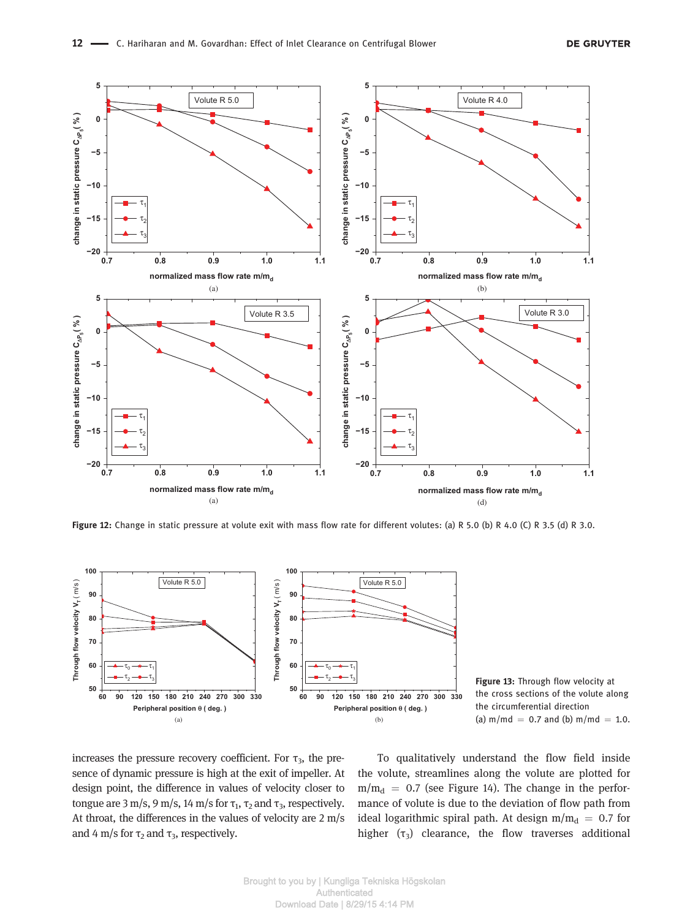Figure 12: Change in static pressure at volute exit with mass flow rate for different volutes: (a) R 5.0 (b) R 4.0 (C) R 3.5 (d) R 3.0.

Figure 13: Through flow velocity at the cross sections of the volute along the circumferential direction (a) m/md = 0.7 and (b) m/md = 1.0.

increases the pressure recovery coefficient. For $\tau_3$, the presence of dynamic pressure is high at the exit of impeller. At design point, the difference in values of velocity closer to tongue are 3 m/s, 9 m/s, 14 m/s for $\tau_1$, $\tau_2$ and $\tau_3$, respectively. At throat, the differences in the values of velocity are 2 m/s and 4 m/s for $\tau_2$ and $\tau_3$, respectively.

To qualitatively understand the flow field inside the volute, streamlines along the volute are plotted for $m/m_d = 0.7$ (see Figure 14). The change in the performance of volute is due to the deviation of flow path from ideal logarithmic spiral path. At design $m/m_d = 0.7$ for higher ($\tau_3$) clearance, the flow traverses additional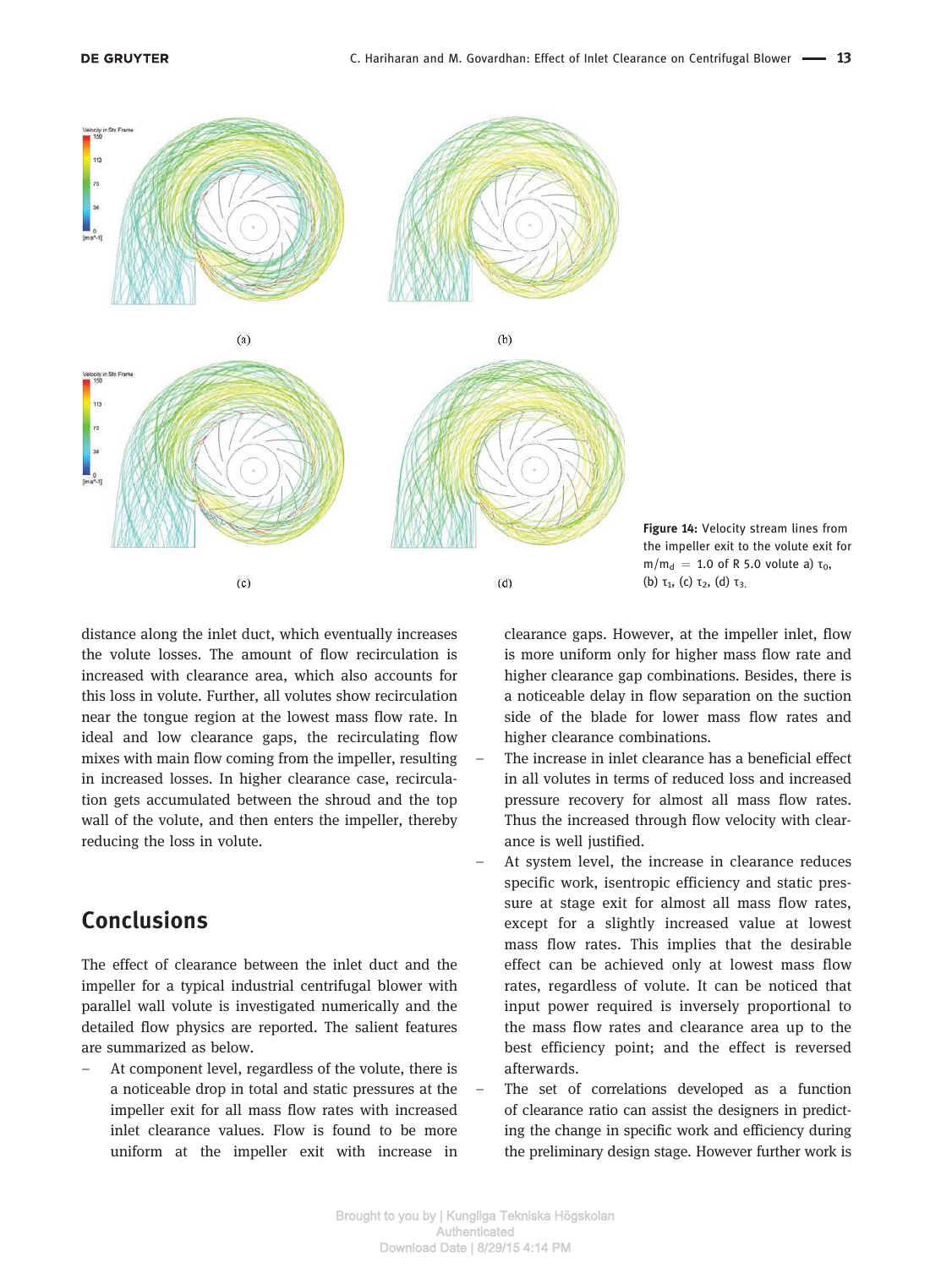Figure 14: Velocity stream lines from the impeller exit to the volute exit for $m/m_d = 1.0$ of R 5.0 volute a) $\tau_0$, (b) $\tau_1$, (c) $\tau_2$, (d) $\tau_3$.

distance along the inlet duct, which eventually increases the volute losses. The amount of flow recirculation is increased with clearance area, which also accounts for this loss in volute. Further, all volutes show recirculation near the tongue region at the lowest mass flow rate. In ideal and low clearance gaps, the recirculating flow mixes with main flow coming from the impeller, resulting in increased losses. In higher clearance case, recirculation gets accumulated between the shroud and the top wall of the volute, and then enters the impeller, thereby reducing the loss in volute.

## Conclusions

The effect of clearance between the inlet duct and the impeller for a typical industrial centrifugal blower with parallel wall volute is investigated numerically and the detailed flow physics are reported. The salient features are summarized as below.

- At component level, regardless of the volute, there is a noticeable drop in total and static pressures at the impeller exit for all mass flow rates with increased inlet clearance values. Flow is found to be more uniform at the impeller exit with increase in clearance gaps. However, at the impeller inlet, flow is more uniform only for higher mass flow rate and higher clearance gap combinations. Besides, there is a noticeable delay in flow separation on the suction side of the blade for lower mass flow rates and higher clearance combinations.
- The increase in inlet clearance has a beneficial effect in all volutes in terms of reduced loss and increased pressure recovery for almost all mass flow rates. Thus the increased through flow velocity with clearance is well justified.
- At system level, the increase in clearance reduces specific work, isentropic efficiency and static pressure at stage exit for almost all mass flow rates, except for a slightly increased value at lowest mass flow rates. This implies that the desirable effect can be achieved only at lowest mass flow rates, regardless of volute. It can be noticed that input power required is inversely proportional to the mass flow rates and clearance area up to the best efficiency point; and the effect is reversed afterwards.
- The set of correlations developed as a function of clearance ratio can assist the designers in predicting the change in specific work and efficiency during the preliminary design stage. However further work is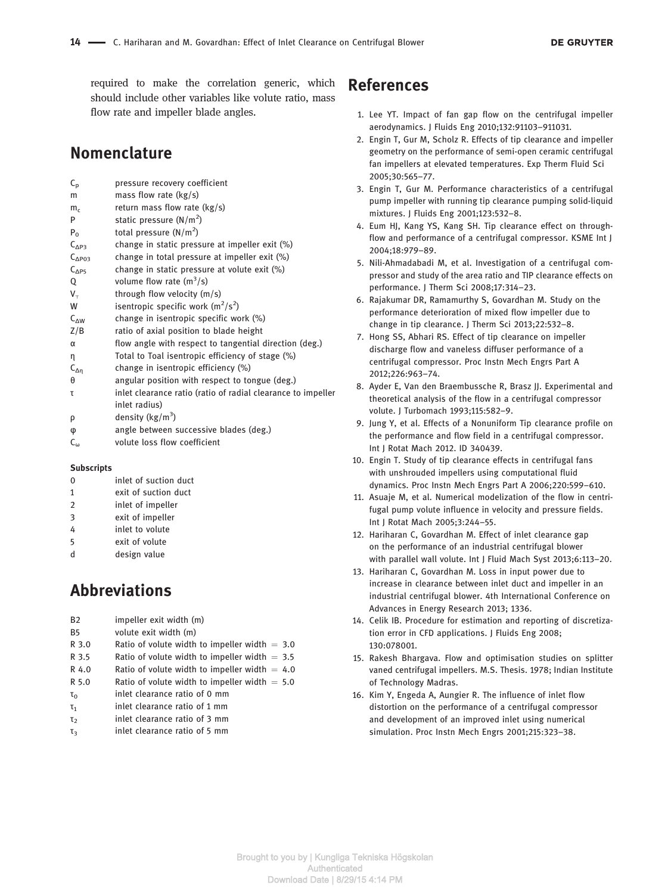required to make the correlation generic, which should include other variables like volute ratio, mass flow rate and impeller blade angles.

## Nomenclature

| | |
|---|---|
| $C_p$ | pressure recovery coefficient |
| m | mass flow rate (kg/s) |
| $m_c$ | return mass flow rate (kg/s) |
| P | static pressure (N/m$^2$) |
| $P_0$ | total pressure (N/m$^2$) |
| $C_{\Delta P3}$ | change in static pressure at impeller exit (%) |
| $C_{\Delta P03}$ | change in total pressure at impeller exit (%) |
| $C_{\Delta P5}$ | change in static pressure at volute exit (%) |
| Q | volume flow rate (m$^3$/s) |
| $V_\tau$ | through flow velocity (m/s) |
| W | isentropic specific work (m$^2$/s$^2$) |
| $C_{\Delta W}$ | change in isentropic specific work (%) |
| Z/B | ratio of axial position to blade height |
| α | flow angle with respect to tangential direction (deg.) |
| η | Total to Toal isentropic efficiency of stage (%) |
| $C_{\Delta\eta}$ | change in isentropic efficiency (%) |
| θ | angular position with respect to tongue (deg.) |
| τ | inlet clearance ratio (ratio of radial clearance to impeller inlet radius) |
| ρ | density (kg/m$^3$) |
| φ | angle between successive blades (deg.) |
| $C_\omega$ | volute loss flow coefficient |

**Subscripts**

| | |
|---|---|
| 0 | inlet of suction duct |
| 1 | exit of suction duct |
| 2 | inlet of impeller |
| 3 | exit of impeller |
| 4 | inlet to volute |
| 5 | exit of volute |
| d | design value |

## Abbreviations

| | |
|---|---|
| B2 | impeller exit width (m) |
| B5 | volute exit width (m) |
| R 3.0 | Ratio of volute width to impeller width = 3.0 |
| R 3.5 | Ratio of volute width to impeller width = 3.5 |
| R 4.0 | Ratio of volute width to impeller width = 4.0 |
| R 5.0 | Ratio of volute width to impeller width = 5.0 |
| $\tau_0$ | inlet clearance ratio of 0 mm |
| $\tau_1$ | inlet clearance ratio of 1 mm |
| $\tau_2$ | inlet clearance ratio of 3 mm |
| $\tau_3$ | inlet clearance ratio of 5 mm |

## References

1. Lee YT. Impact of fan gap flow on the centrifugal impeller aerodynamics. J Fluids Eng 2010;132:91103–911031.
2. Engin T, Gur M, Scholz R. Effects of tip clearance and impeller geometry on the performance of semi-open ceramic centrifugal fan impellers at elevated temperatures. Exp Therm Fluid Sci 2005;30:565–77.
3. Engin T, Gur M. Performance characteristics of a centrifugal pump impeller with running tip clearance pumping solid-liquid mixtures. J Fluids Eng 2001;123:532–8.
4. Eum HJ, Kang YS, Kang SH. Tip clearance effect on through-flow and performance of a centrifugal compressor. KSME Int J 2004;18:979–89.
5. Nili-Ahmadabadi M, et al. Investigation of a centrifugal compressor and study of the area ratio and TIP clearance effects on performance. J Therm Sci 2008;17:314–23.
6. Rajakumar DR, Ramamurthy S, Govardhan M. Study on the performance deterioration of mixed flow impeller due to change in tip clearance. J Therm Sci 2013;22:532–8.
7. Hong SS, Abhari RS. Effect of tip clearance on impeller discharge flow and vaneless diffuser performance of a centrifugal compressor. Proc Instn Mech Engrs Part A 2012;226:963–74.
8. Ayder E, Van den Braembussche R, Brasz JJ. Experimental and theoretical analysis of the flow in a centrifugal compressor volute. J Turbomach 1993;115:582–9.
9. Jung Y, et al. Effects of a Nonuniform Tip clearance profile on the performance and flow field in a centrifugal compressor. Int J Rotat Mach 2012. ID 340439.
10. Engin T. Study of tip clearance effects in centrifugal fans with unshrouded impellers using computational fluid dynamics. Proc Instn Mech Engrs Part A 2006;220:599–610.
11. Asuaje M, et al. Numerical modelization of the flow in centrifugal pump volute influence in velocity and pressure fields. Int J Rotat Mach 2005;3:244–55.
12. Hariharan C, Govardhan M. Effect of inlet clearance gap on the performance of an industrial centrifugal blower with parallel wall volute. Int J Fluid Mach Syst 2013;6:113–20.
13. Hariharan C, Govardhan M. Loss in input power due to increase in clearance between inlet duct and impeller in an industrial centrifugal blower. 4th International Conference on Advances in Energy Research 2013; 1336.
14. Celik IB. Procedure for estimation and reporting of discretization error in CFD applications. J Fluids Eng 2008; 130:078001.
15. Rakesh Bhargava. Flow and optimisation studies on splitter vaned centrifugal impellers. M.S. Thesis. 1978; Indian Institute of Technology Madras.
16. Kim Y, Engeda A, Aungier R. The influence of inlet flow distortion on the performance of a centrifugal compressor and development of an improved inlet using numerical simulation. Proc Instn Mech Engrs 2001;215:323–38.